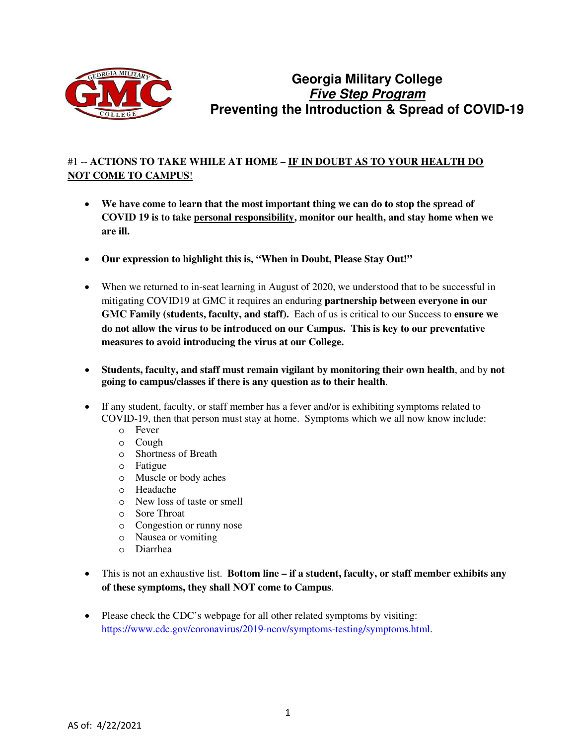# Georgia Military College
## ***Five Step Program***
## Preventing the Introduction & Spread of COVID-19

#1 -- **ACTIONS TO TAKE WHILE AT HOME – IF IN DOUBT AS TO YOUR HEALTH DO NOT COME TO CAMPUS**!

- **We have come to learn that the most important thing we can do to stop the spread of COVID 19 is to take personal responsibility, monitor our health, and stay home when we are ill.**

- **Our expression to highlight this is, "When in Doubt, Please Stay Out!"**

- When we returned to in-seat learning in August of 2020, we understood that to be successful in mitigating COVID19 at GMC it requires an enduring **partnership between everyone in our GMC Family (students, faculty, and staff).** Each of us is critical to our Success to **ensure we do not allow the virus to be introduced on our Campus. This is key to our preventative measures to avoid introducing the virus at our College.**

- **Students, faculty, and staff must remain vigilant by monitoring their own health**, and by **not going to campus/classes if there is any question as to their health**.

- If any student, faculty, or staff member has a fever and/or is exhibiting symptoms related to COVID-19, then that person must stay at home. Symptoms which we all now know include:
  - Fever
  - Cough
  - Shortness of Breath
  - Fatigue
  - Muscle or body aches
  - Headache
  - New loss of taste or smell
  - Sore Throat
  - Congestion or runny nose
  - Nausea or vomiting
  - Diarrhea

- This is not an exhaustive list. **Bottom line – if a student, faculty, or staff member exhibits any of these symptoms, they shall NOT come to Campus**.

- Please check the CDC's webpage for all other related symptoms by visiting: https://www.cdc.gov/coronavirus/2019-ncov/symptoms-testing/symptoms.html.

AS of: 4/22/2021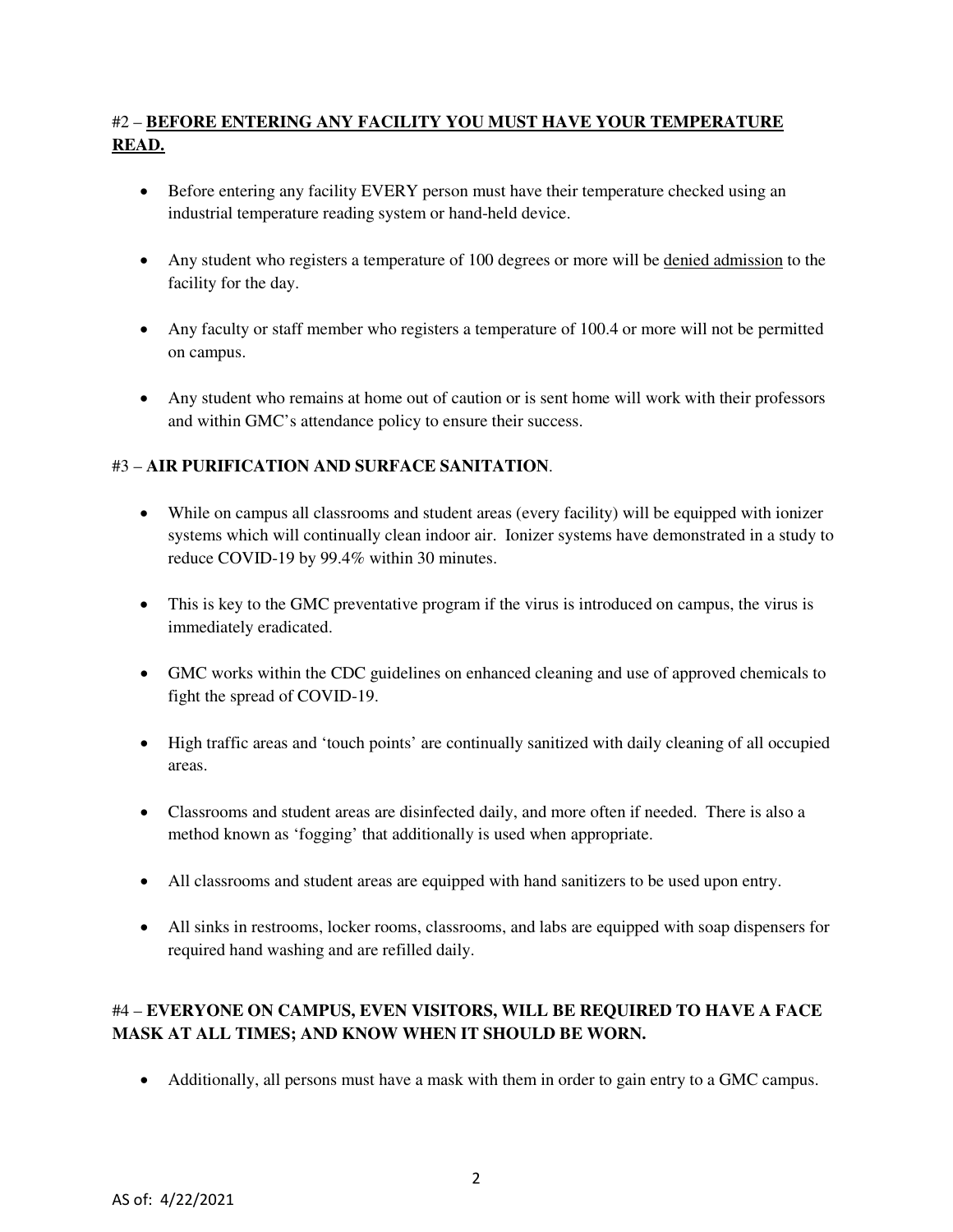#2 – **<u>BEFORE ENTERING ANY FACILITY YOU MUST HAVE YOUR TEMPERATURE READ.</u>**

- Before entering any facility EVERY person must have their temperature checked using an industrial temperature reading system or hand-held device.
- Any student who registers a temperature of 100 degrees or more will be <u>denied admission</u> to the facility for the day.
- Any faculty or staff member who registers a temperature of 100.4 or more will not be permitted on campus.
- Any student who remains at home out of caution or is sent home will work with their professors and within GMC's attendance policy to ensure their success.

#3 – **AIR PURIFICATION AND SURFACE SANITATION**.

- While on campus all classrooms and student areas (every facility) will be equipped with ionizer systems which will continually clean indoor air. Ionizer systems have demonstrated in a study to reduce COVID-19 by 99.4% within 30 minutes.
- This is key to the GMC preventative program if the virus is introduced on campus, the virus is immediately eradicated.
- GMC works within the CDC guidelines on enhanced cleaning and use of approved chemicals to fight the spread of COVID-19.
- High traffic areas and 'touch points' are continually sanitized with daily cleaning of all occupied areas.
- Classrooms and student areas are disinfected daily, and more often if needed. There is also a method known as 'fogging' that additionally is used when appropriate.
- All classrooms and student areas are equipped with hand sanitizers to be used upon entry.
- All sinks in restrooms, locker rooms, classrooms, and labs are equipped with soap dispensers for required hand washing and are refilled daily.

#4 – **EVERYONE ON CAMPUS, EVEN VISITORS, WILL BE REQUIRED TO HAVE A FACE MASK AT ALL TIMES; AND KNOW WHEN IT SHOULD BE WORN.**

- Additionally, all persons must have a mask with them in order to gain entry to a GMC campus.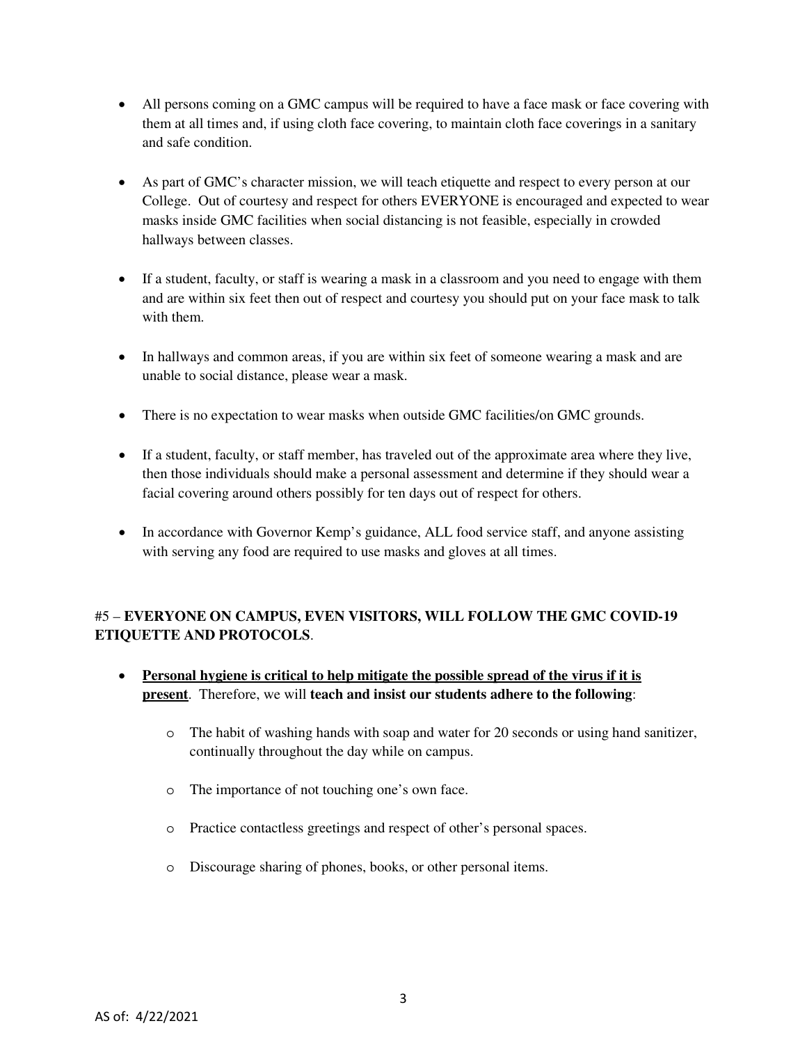- All persons coming on a GMC campus will be required to have a face mask or face covering with them at all times and, if using cloth face covering, to maintain cloth face coverings in a sanitary and safe condition.

- As part of GMC's character mission, we will teach etiquette and respect to every person at our College. Out of courtesy and respect for others EVERYONE is encouraged and expected to wear masks inside GMC facilities when social distancing is not feasible, especially in crowded hallways between classes.

- If a student, faculty, or staff is wearing a mask in a classroom and you need to engage with them and are within six feet then out of respect and courtesy you should put on your face mask to talk with them.

- In hallways and common areas, if you are within six feet of someone wearing a mask and are unable to social distance, please wear a mask.

- There is no expectation to wear masks when outside GMC facilities/on GMC grounds.

- If a student, faculty, or staff member, has traveled out of the approximate area where they live, then those individuals should make a personal assessment and determine if they should wear a facial covering around others possibly for ten days out of respect for others.

- In accordance with Governor Kemp's guidance, ALL food service staff, and anyone assisting with serving any food are required to use masks and gloves at all times.

#5 – **EVERYONE ON CAMPUS, EVEN VISITORS, WILL FOLLOW THE GMC COVID-19 ETIQUETTE AND PROTOCOLS**.

- **<u>Personal hygiene is critical to help mitigate the possible spread of the virus if it is present</u>**. Therefore, we will **teach and insist our students adhere to the following**:

    - The habit of washing hands with soap and water for 20 seconds or using hand sanitizer, continually throughout the day while on campus.

    - The importance of not touching one's own face.

    - Practice contactless greetings and respect of other's personal spaces.

    - Discourage sharing of phones, books, or other personal items.

AS of: 4/22/2021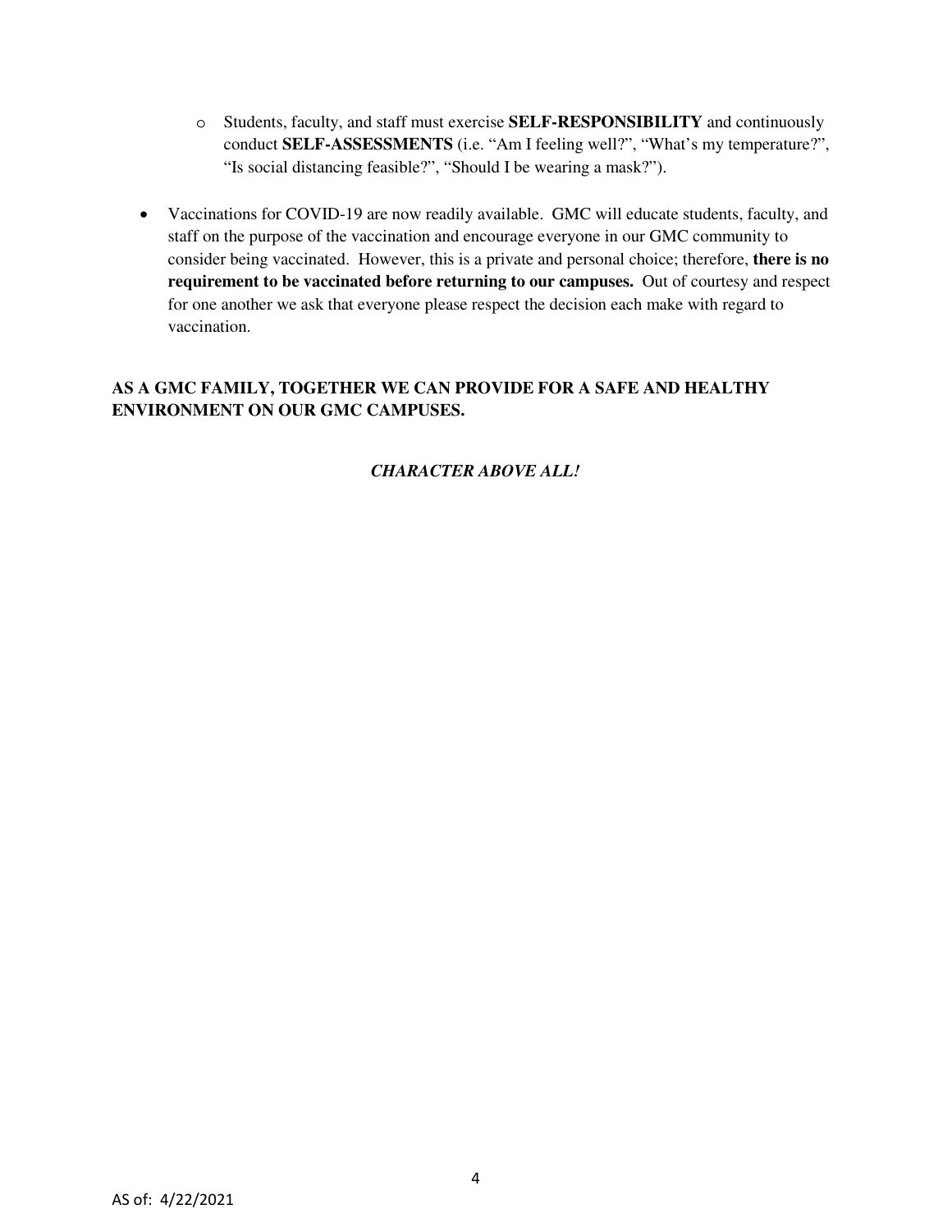- Students, faculty, and staff must exercise **SELF-RESPONSIBILITY** and continuously conduct **SELF-ASSESSMENTS** (i.e. "Am I feeling well?", "What's my temperature?", "Is social distancing feasible?", "Should I be wearing a mask?").

- Vaccinations for COVID-19 are now readily available. GMC will educate students, faculty, and staff on the purpose of the vaccination and encourage everyone in our GMC community to consider being vaccinated. However, this is a private and personal choice; therefore, **there is no requirement to be vaccinated before returning to our campuses.** Out of courtesy and respect for one another we ask that everyone please respect the decision each make with regard to vaccination.

**AS A GMC FAMILY, TOGETHER WE CAN PROVIDE FOR A SAFE AND HEALTHY ENVIRONMENT ON OUR GMC CAMPUSES.**

***CHARACTER ABOVE ALL!***

AS of: 4/22/2021